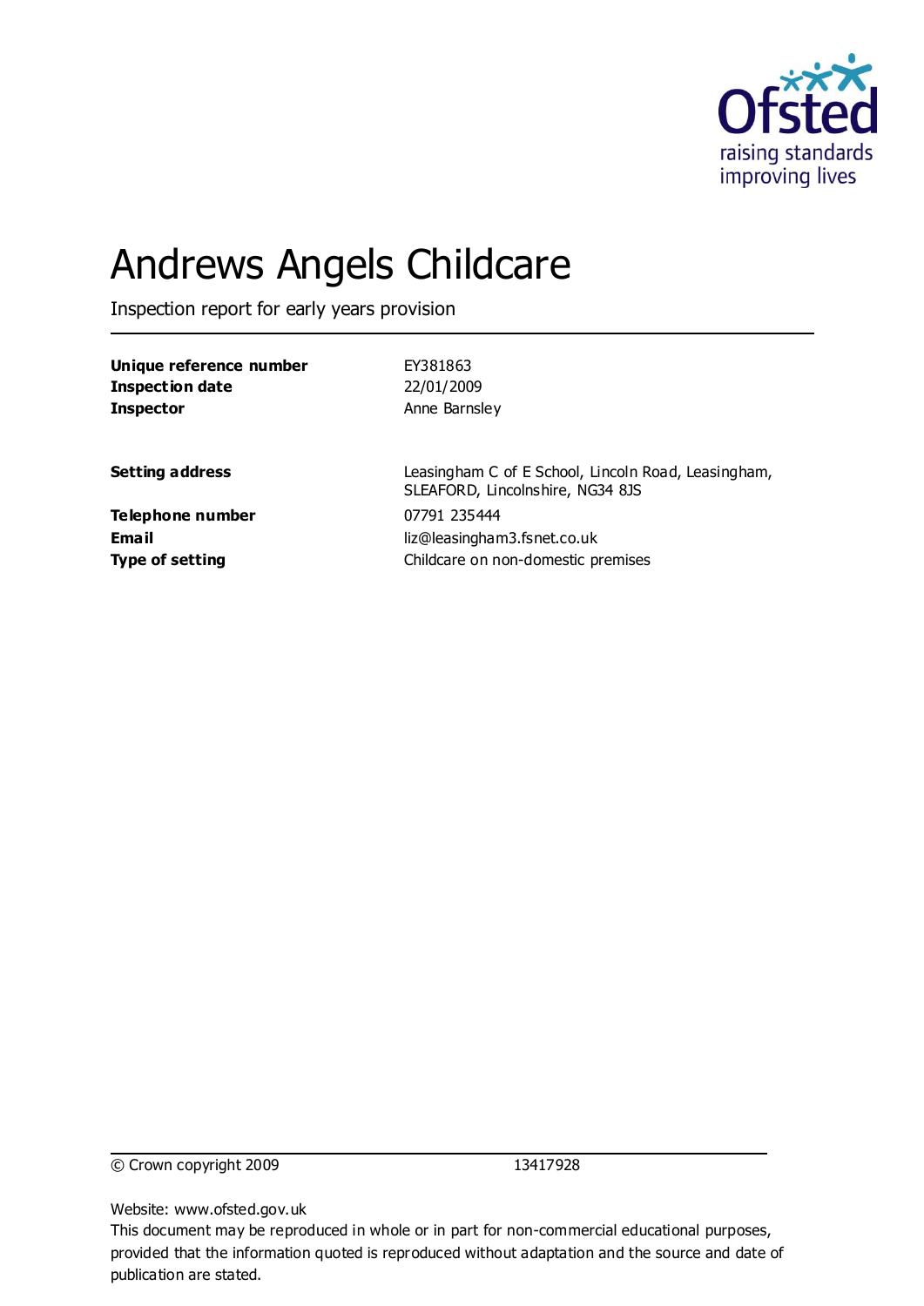Ofsted
raising standards
improving lives

# Andrews Angels Childcare

Inspection report for early years provision

| | |
|---|---|
| **Unique reference number** | EY381863 |
| **Inspection date** | 22/01/2009 |
| **Inspector** | Anne Barnsley |

| | |
|---|---|
| **Setting address** | Leasingham C of E School, Lincoln Road, Leasingham, SLEAFORD, Lincolnshire, NG34 8JS |
| **Telephone number** | 07791 235444 |
| **Email** | liz@leasingham3.fsnet.co.uk |
| **Type of setting** | Childcare on non-domestic premises |

© Crown copyright 2009 13417928

Website: www.ofsted.gov.uk
This document may be reproduced in whole or in part for non-commercial educational purposes, provided that the information quoted is reproduced without adaptation and the source and date of publication are stated.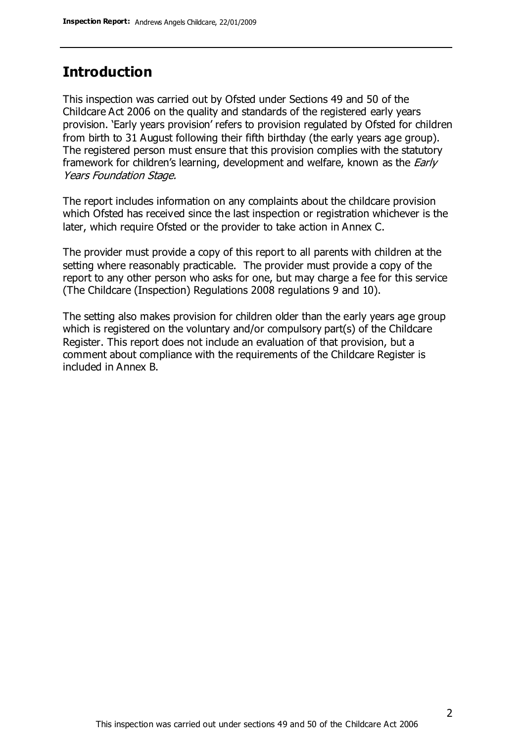## Introduction

This inspection was carried out by Ofsted under Sections 49 and 50 of the Childcare Act 2006 on the quality and standards of the registered early years provision. 'Early years provision' refers to provision regulated by Ofsted for children from birth to 31 August following their fifth birthday (the early years age group). The registered person must ensure that this provision complies with the statutory framework for children's learning, development and welfare, known as the *Early Years Foundation Stage.*

The report includes information on any complaints about the childcare provision which Ofsted has received since the last inspection or registration whichever is the later, which require Ofsted or the provider to take action in Annex C.

The provider must provide a copy of this report to all parents with children at the setting where reasonably practicable. The provider must provide a copy of the report to any other person who asks for one, but may charge a fee for this service (The Childcare (Inspection) Regulations 2008 regulations 9 and 10).

The setting also makes provision for children older than the early years age group which is registered on the voluntary and/or compulsory part(s) of the Childcare Register. This report does not include an evaluation of that provision, but a comment about compliance with the requirements of the Childcare Register is included in Annex B.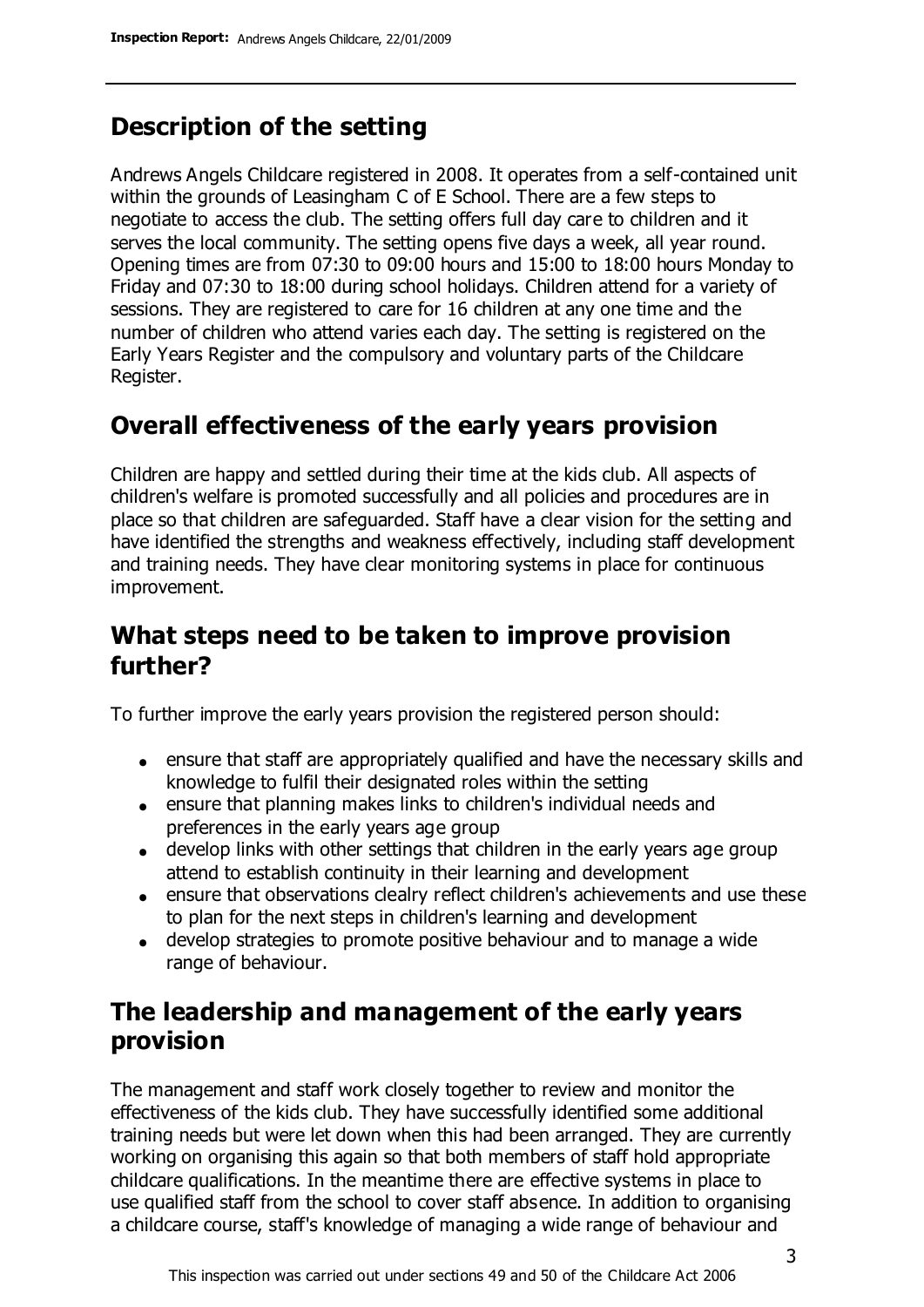## Description of the setting

Andrews Angels Childcare registered in 2008. It operates from a self-contained unit within the grounds of Leasingham C of E School. There are a few steps to negotiate to access the club. The setting offers full day care to children and it serves the local community. The setting opens five days a week, all year round. Opening times are from 07:30 to 09:00 hours and 15:00 to 18:00 hours Monday to Friday and 07:30 to 18:00 during school holidays. Children attend for a variety of sessions. They are registered to care for 16 children at any one time and the number of children who attend varies each day. The setting is registered on the Early Years Register and the compulsory and voluntary parts of the Childcare Register.

## Overall effectiveness of the early years provision

Children are happy and settled during their time at the kids club. All aspects of children's welfare is promoted successfully and all policies and procedures are in place so that children are safeguarded. Staff have a clear vision for the setting and have identified the strengths and weakness effectively, including staff development and training needs. They have clear monitoring systems in place for continuous improvement.

## What steps need to be taken to improve provision further?

To further improve the early years provision the registered person should:

- ensure that staff are appropriately qualified and have the necessary skills and knowledge to fulfil their designated roles within the setting
- ensure that planning makes links to children's individual needs and preferences in the early years age group
- develop links with other settings that children in the early years age group attend to establish continuity in their learning and development
- ensure that observations clealry reflect children's achievements and use these to plan for the next steps in children's learning and development
- develop strategies to promote positive behaviour and to manage a wide range of behaviour.

## The leadership and management of the early years provision

The management and staff work closely together to review and monitor the effectiveness of the kids club. They have successfully identified some additional training needs but were let down when this had been arranged. They are currently working on organising this again so that both members of staff hold appropriate childcare qualifications. In the meantime there are effective systems in place to use qualified staff from the school to cover staff absence. In addition to organising a childcare course, staff's knowledge of managing a wide range of behaviour and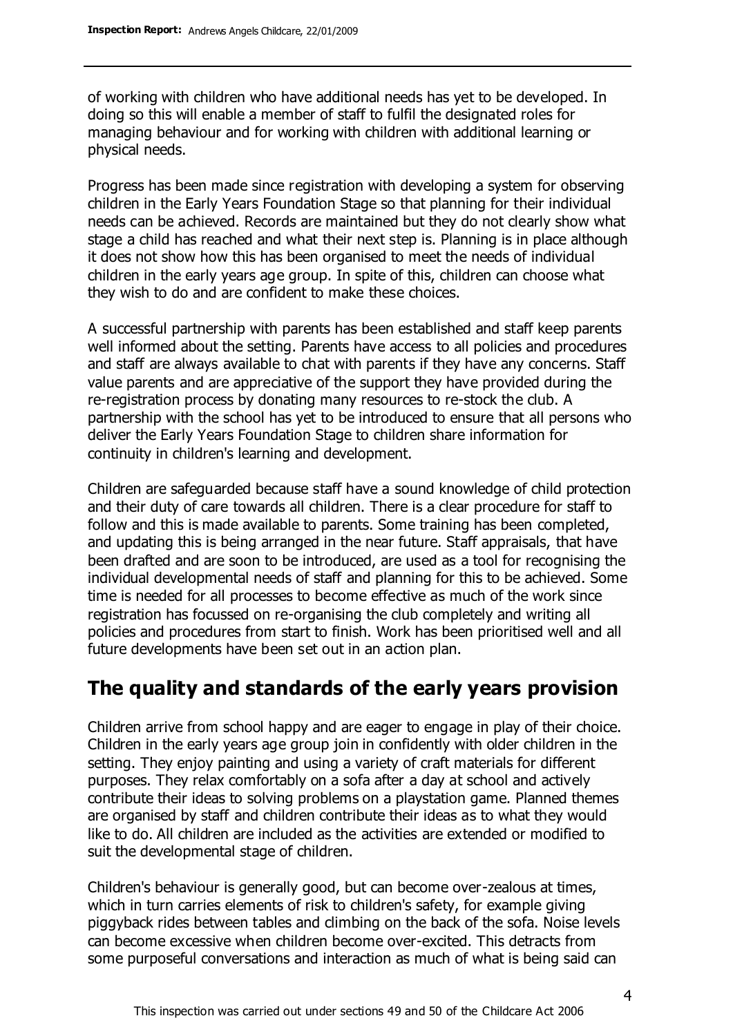of working with children who have additional needs has yet to be developed. In doing so this will enable a member of staff to fulfil the designated roles for managing behaviour and for working with children with additional learning or physical needs.

Progress has been made since registration with developing a system for observing children in the Early Years Foundation Stage so that planning for their individual needs can be achieved. Records are maintained but they do not clearly show what stage a child has reached and what their next step is. Planning is in place although it does not show how this has been organised to meet the needs of individual children in the early years age group. In spite of this, children can choose what they wish to do and are confident to make these choices.

A successful partnership with parents has been established and staff keep parents well informed about the setting. Parents have access to all policies and procedures and staff are always available to chat with parents if they have any concerns. Staff value parents and are appreciative of the support they have provided during the re-registration process by donating many resources to re-stock the club. A partnership with the school has yet to be introduced to ensure that all persons who deliver the Early Years Foundation Stage to children share information for continuity in children's learning and development.

Children are safeguarded because staff have a sound knowledge of child protection and their duty of care towards all children. There is a clear procedure for staff to follow and this is made available to parents. Some training has been completed, and updating this is being arranged in the near future. Staff appraisals, that have been drafted and are soon to be introduced, are used as a tool for recognising the individual developmental needs of staff and planning for this to be achieved. Some time is needed for all processes to become effective as much of the work since registration has focussed on re-organising the club completely and writing all policies and procedures from start to finish. Work has been prioritised well and all future developments have been set out in an action plan.

## The quality and standards of the early years provision

Children arrive from school happy and are eager to engage in play of their choice. Children in the early years age group join in confidently with older children in the setting. They enjoy painting and using a variety of craft materials for different purposes. They relax comfortably on a sofa after a day at school and actively contribute their ideas to solving problems on a playstation game. Planned themes are organised by staff and children contribute their ideas as to what they would like to do. All children are included as the activities are extended or modified to suit the developmental stage of children.

Children's behaviour is generally good, but can become over-zealous at times, which in turn carries elements of risk to children's safety, for example giving piggyback rides between tables and climbing on the back of the sofa. Noise levels can become excessive when children become over-excited. This detracts from some purposeful conversations and interaction as much of what is being said can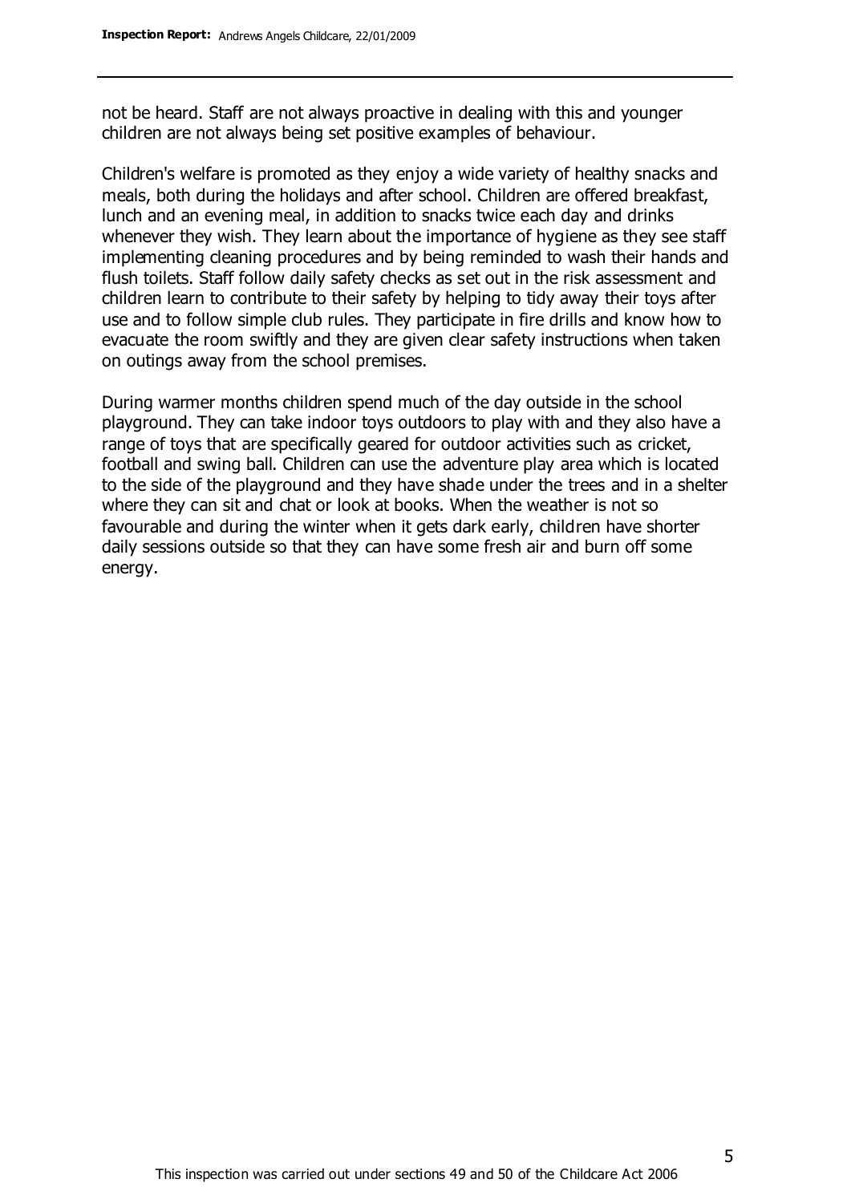not be heard. Staff are not always proactive in dealing with this and younger children are not always being set positive examples of behaviour.

Children's welfare is promoted as they enjoy a wide variety of healthy snacks and meals, both during the holidays and after school. Children are offered breakfast, lunch and an evening meal, in addition to snacks twice each day and drinks whenever they wish. They learn about the importance of hygiene as they see staff implementing cleaning procedures and by being reminded to wash their hands and flush toilets. Staff follow daily safety checks as set out in the risk assessment and children learn to contribute to their safety by helping to tidy away their toys after use and to follow simple club rules. They participate in fire drills and know how to evacuate the room swiftly and they are given clear safety instructions when taken on outings away from the school premises.

During warmer months children spend much of the day outside in the school playground. They can take indoor toys outdoors to play with and they also have a range of toys that are specifically geared for outdoor activities such as cricket, football and swing ball. Children can use the adventure play area which is located to the side of the playground and they have shade under the trees and in a shelter where they can sit and chat or look at books. When the weather is not so favourable and during the winter when it gets dark early, children have shorter daily sessions outside so that they can have some fresh air and burn off some energy.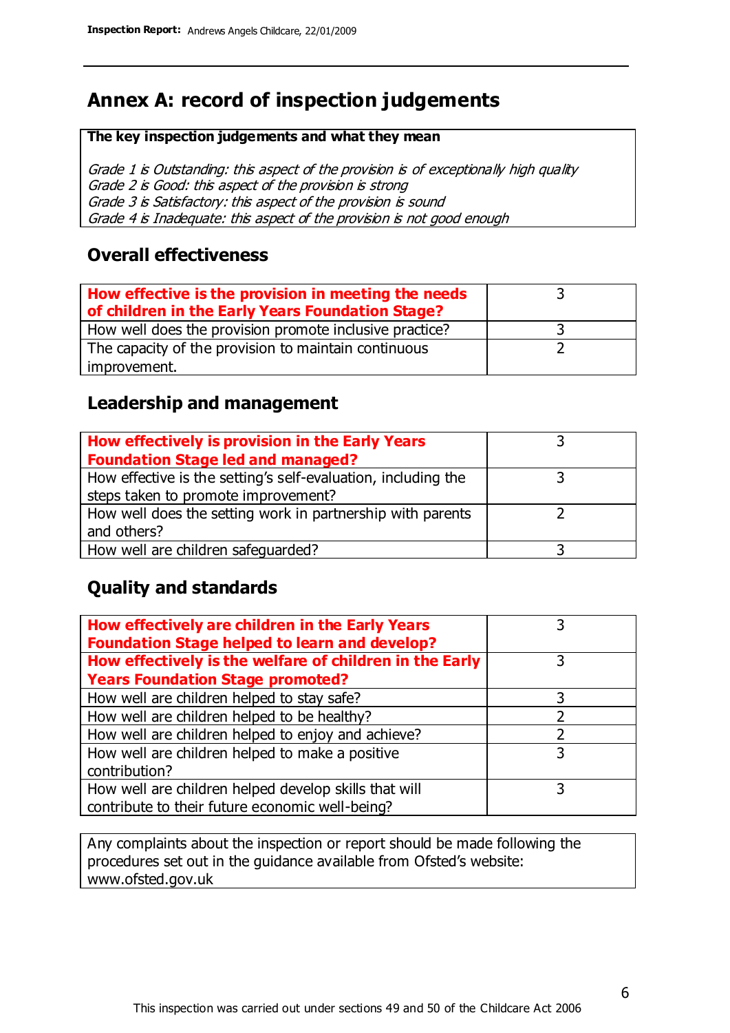# Annex A: record of inspection judgements

**The key inspection judgements and what they mean**

*Grade 1 is Outstanding: this aspect of the provision is of exceptionally high quality*
*Grade 2 is Good: this aspect of the provision is strong*
*Grade 3 is Satisfactory: this aspect of the provision is sound*
*Grade 4 is Inadequate: this aspect of the provision is not good enough*

## Overall effectiveness

| | |
|---|---|
| **How effective is the provision in meeting the needs of children in the Early Years Foundation Stage?** | 3 |
| How well does the provision promote inclusive practice? | 3 |
| The capacity of the provision to maintain continuous improvement. | 2 |

## Leadership and management

| | |
|---|---|
| **How effectively is provision in the Early Years Foundation Stage led and managed?** | 3 |
| How effective is the setting's self-evaluation, including the steps taken to promote improvement? | 3 |
| How well does the setting work in partnership with parents and others? | 2 |
| How well are children safeguarded? | 3 |

## Quality and standards

| | |
|---|---|
| **How effectively are children in the Early Years Foundation Stage helped to learn and develop?** | 3 |
| **How effectively is the welfare of children in the Early Years Foundation Stage promoted?** | 3 |
| How well are children helped to stay safe? | 3 |
| How well are children helped to be healthy? | 2 |
| How well are children helped to enjoy and achieve? | 2 |
| How well are children helped to make a positive contribution? | 3 |
| How well are children helped develop skills that will contribute to their future economic well-being? | 3 |

Any complaints about the inspection or report should be made following the procedures set out in the guidance available from Ofsted's website: www.ofsted.gov.uk

This inspection was carried out under sections 49 and 50 of the Childcare Act 2006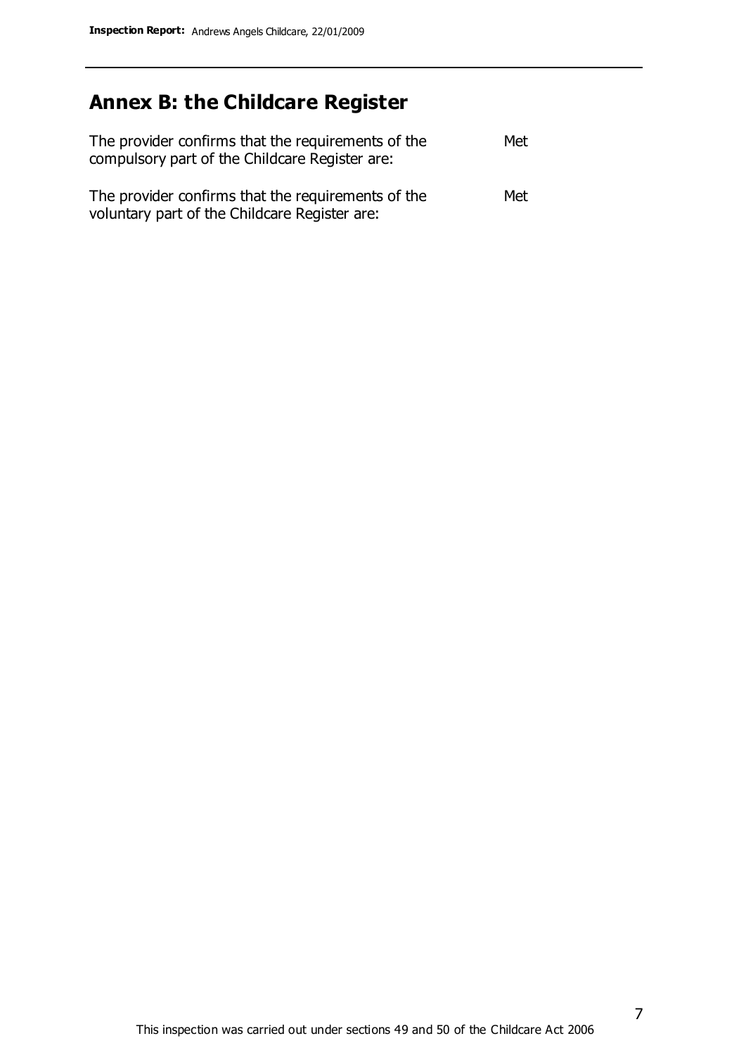## Annex B: the Childcare Register

| | |
|---|---|
| The provider confirms that the requirements of the compulsory part of the Childcare Register are: | Met |
| The provider confirms that the requirements of the voluntary part of the Childcare Register are: | Met |

This inspection was carried out under sections 49 and 50 of the Childcare Act 2006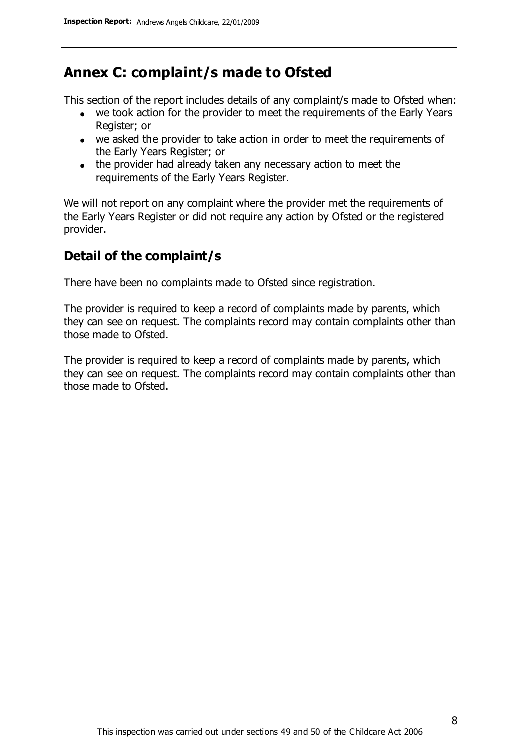## Annex C: complaint/s made to Ofsted

This section of the report includes details of any complaint/s made to Ofsted when:

- we took action for the provider to meet the requirements of the Early Years Register; or
- we asked the provider to take action in order to meet the requirements of the Early Years Register; or
- the provider had already taken any necessary action to meet the requirements of the Early Years Register.

We will not report on any complaint where the provider met the requirements of the Early Years Register or did not require any action by Ofsted or the registered provider.

### Detail of the complaint/s

There have been no complaints made to Ofsted since registration.

The provider is required to keep a record of complaints made by parents, which they can see on request. The complaints record may contain complaints other than those made to Ofsted.

The provider is required to keep a record of complaints made by parents, which they can see on request. The complaints record may contain complaints other than those made to Ofsted.

This inspection was carried out under sections 49 and 50 of the Childcare Act 2006